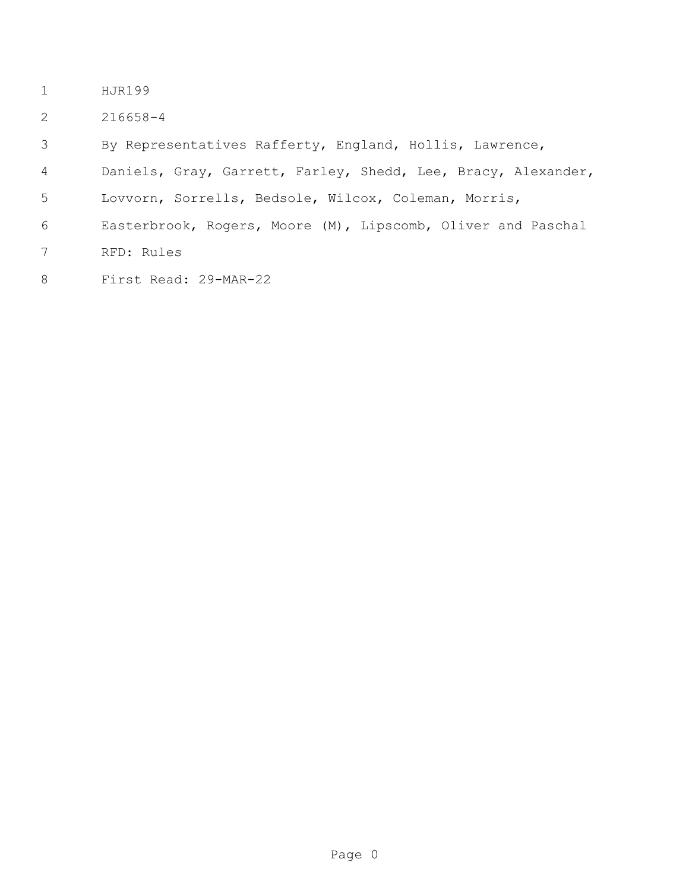HJR199

216658-4

By Representatives Rafferty, England, Hollis, Lawrence, Daniels, Gray, Garrett, Farley, Shedd, Lee, Bracy, Alexander, Lovvorn, Sorrells, Bedsole, Wilcox, Coleman, Morris, Easterbrook, Rogers, Moore (M), Lipscomb, Oliver and Paschal

RFD: Rules

First Read: 29-MAR-22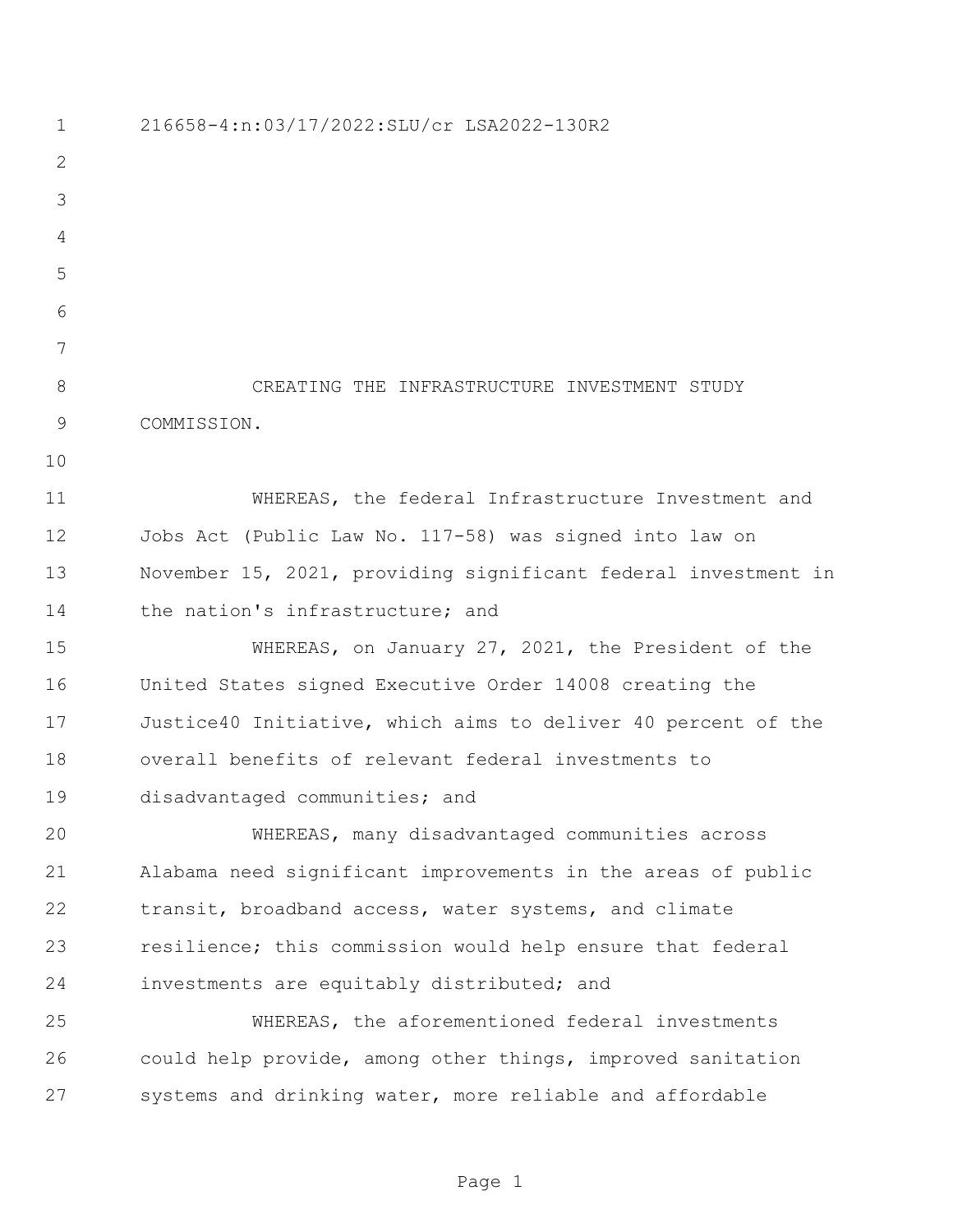216658-4:n:03/17/2022:SLU/cr LSA2022-130R2

CREATING THE INFRASTRUCTURE INVESTMENT STUDY COMMISSION.

WHEREAS, the federal Infrastructure Investment and Jobs Act (Public Law No. 117-58) was signed into law on November 15, 2021, providing significant federal investment in the nation's infrastructure; and

WHEREAS, on January 27, 2021, the President of the United States signed Executive Order 14008 creating the Justice40 Initiative, which aims to deliver 40 percent of the overall benefits of relevant federal investments to disadvantaged communities; and

WHEREAS, many disadvantaged communities across Alabama need significant improvements in the areas of public transit, broadband access, water systems, and climate resilience; this commission would help ensure that federal investments are equitably distributed; and

WHEREAS, the aforementioned federal investments could help provide, among other things, improved sanitation systems and drinking water, more reliable and affordable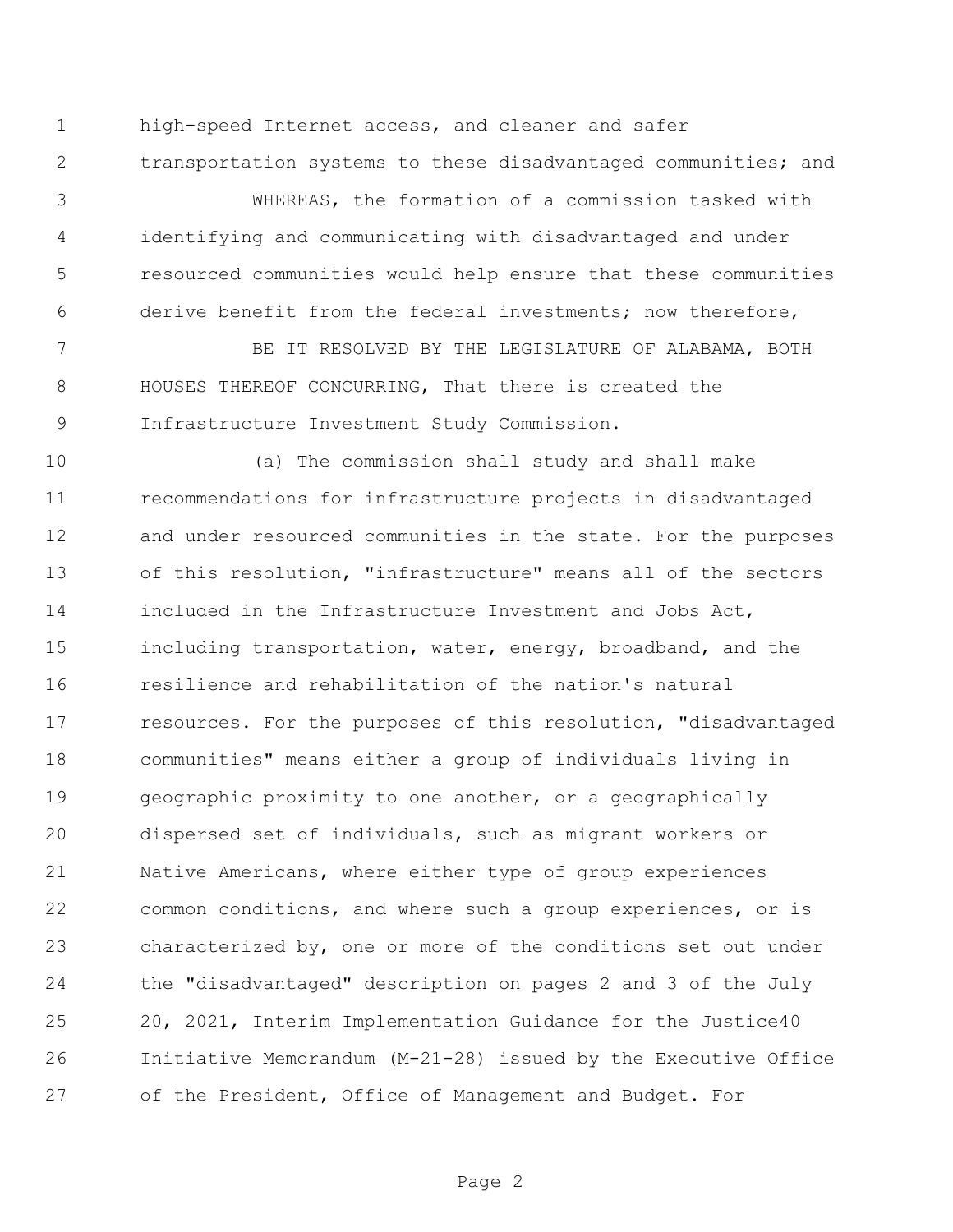high-speed Internet access, and cleaner and safer transportation systems to these disadvantaged communities; and

WHEREAS, the formation of a commission tasked with identifying and communicating with disadvantaged and under resourced communities would help ensure that these communities derive benefit from the federal investments; now therefore,

BE IT RESOLVED BY THE LEGISLATURE OF ALABAMA, BOTH HOUSES THEREOF CONCURRING, That there is created the Infrastructure Investment Study Commission.

(a) The commission shall study and shall make recommendations for infrastructure projects in disadvantaged and under resourced communities in the state. For the purposes of this resolution, "infrastructure" means all of the sectors included in the Infrastructure Investment and Jobs Act, including transportation, water, energy, broadband, and the resilience and rehabilitation of the nation's natural resources. For the purposes of this resolution, "disadvantaged communities" means either a group of individuals living in geographic proximity to one another, or a geographically dispersed set of individuals, such as migrant workers or Native Americans, where either type of group experiences common conditions, and where such a group experiences, or is characterized by, one or more of the conditions set out under the "disadvantaged" description on pages 2 and 3 of the July 20, 2021, Interim Implementation Guidance for the Justice40 Initiative Memorandum (M-21-28) issued by the Executive Office of the President, Office of Management and Budget. For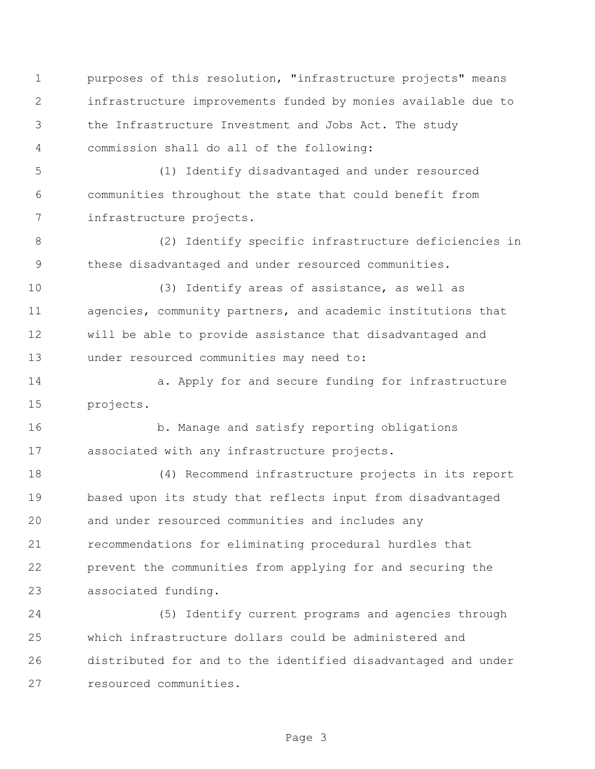purposes of this resolution, "infrastructure projects" means infrastructure improvements funded by monies available due to the Infrastructure Investment and Jobs Act. The study commission shall do all of the following:

(1) Identify disadvantaged and under resourced communities throughout the state that could benefit from infrastructure projects.

(2) Identify specific infrastructure deficiencies in these disadvantaged and under resourced communities.

(3) Identify areas of assistance, as well as agencies, community partners, and academic institutions that will be able to provide assistance that disadvantaged and under resourced communities may need to:

a. Apply for and secure funding for infrastructure projects.

b. Manage and satisfy reporting obligations associated with any infrastructure projects.

(4) Recommend infrastructure projects in its report based upon its study that reflects input from disadvantaged and under resourced communities and includes any recommendations for eliminating procedural hurdles that prevent the communities from applying for and securing the associated funding.

(5) Identify current programs and agencies through which infrastructure dollars could be administered and distributed for and to the identified disadvantaged and under resourced communities.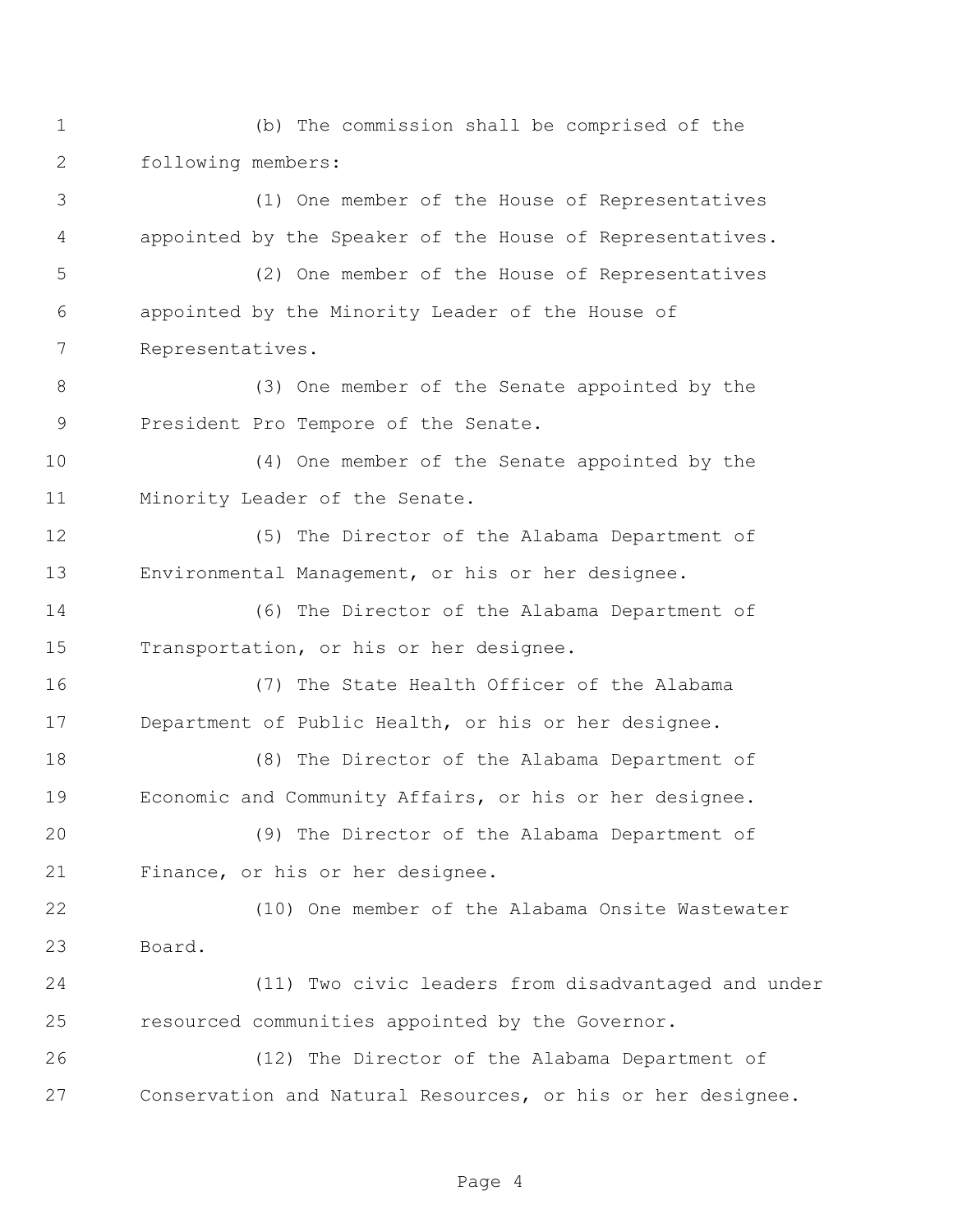(b) The commission shall be comprised of the following members:

(1) One member of the House of Representatives appointed by the Speaker of the House of Representatives.

(2) One member of the House of Representatives appointed by the Minority Leader of the House of Representatives.

(3) One member of the Senate appointed by the President Pro Tempore of the Senate.

(4) One member of the Senate appointed by the Minority Leader of the Senate.

(5) The Director of the Alabama Department of Environmental Management, or his or her designee.

(6) The Director of the Alabama Department of Transportation, or his or her designee.

(7) The State Health Officer of the Alabama Department of Public Health, or his or her designee.

(8) The Director of the Alabama Department of Economic and Community Affairs, or his or her designee.

(9) The Director of the Alabama Department of Finance, or his or her designee.

(10) One member of the Alabama Onsite Wastewater Board.

(11) Two civic leaders from disadvantaged and under resourced communities appointed by the Governor.

(12) The Director of the Alabama Department of Conservation and Natural Resources, or his or her designee.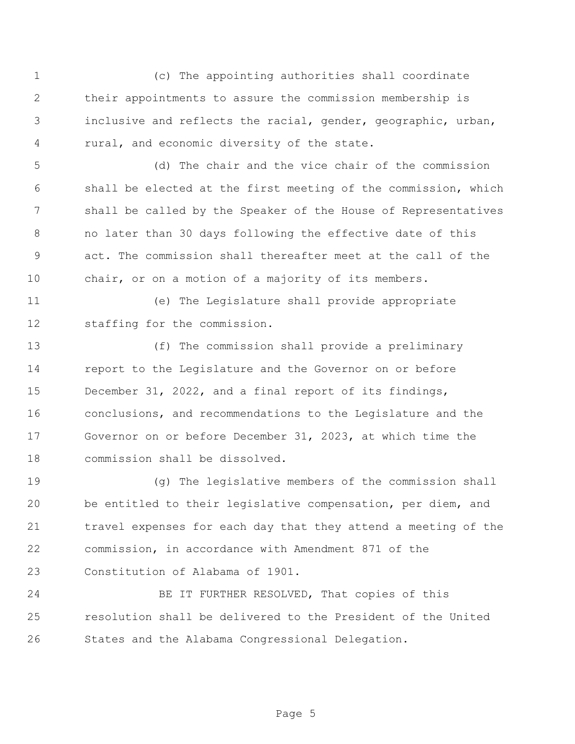(c) The appointing authorities shall coordinate their appointments to assure the commission membership is inclusive and reflects the racial, gender, geographic, urban, rural, and economic diversity of the state.

(d) The chair and the vice chair of the commission shall be elected at the first meeting of the commission, which shall be called by the Speaker of the House of Representatives no later than 30 days following the effective date of this act. The commission shall thereafter meet at the call of the chair, or on a motion of a majority of its members.

(e) The Legislature shall provide appropriate staffing for the commission.

(f) The commission shall provide a preliminary report to the Legislature and the Governor on or before December 31, 2022, and a final report of its findings, conclusions, and recommendations to the Legislature and the Governor on or before December 31, 2023, at which time the commission shall be dissolved.

(g) The legislative members of the commission shall be entitled to their legislative compensation, per diem, and travel expenses for each day that they attend a meeting of the commission, in accordance with Amendment 871 of the Constitution of Alabama of 1901.

BE IT FURTHER RESOLVED, That copies of this resolution shall be delivered to the President of the United States and the Alabama Congressional Delegation.